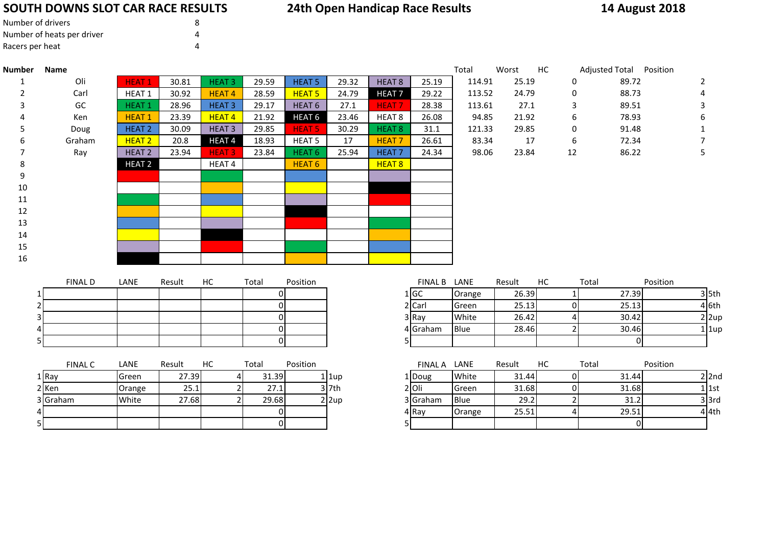# SOUTH DOWNS SLOT CAR RACE RESULTS

## 24th Open Handicap Race Results

## 14 August 2018

Number of drivers 8

Number of heats per driver 4

Racers per heat 4

| Number | Name | | | | | | | | | Total | Worst | HC | Adjusted Total | Position |
|---|---|---|---|---|---|---|---|---|---|---|---|---|---|---|
| 1 | Oli | HEAT 1 | 30.81 | HEAT 3 | 29.59 | HEAT 5 | 29.32 | HEAT 8 | 25.19 | 114.91 | 25.19 | 0 | 89.72 | 2 |
| 2 | Carl | HEAT 1 | 30.92 | HEAT 4 | 28.59 | HEAT 5 | 24.79 | HEAT 7 | 29.22 | 113.52 | 24.79 | 0 | 88.73 | 4 |
| 3 | GC | HEAT 1 | 28.96 | HEAT 3 | 29.17 | HEAT 6 | 27.1 | HEAT 7 | 28.38 | 113.61 | 27.1 | 3 | 89.51 | 3 |
| 4 | Ken | HEAT 1 | 23.39 | HEAT 4 | 21.92 | HEAT 6 | 23.46 | HEAT 8 | 26.08 | 94.85 | 21.92 | 6 | 78.93 | 6 |
| 5 | Doug | HEAT 2 | 30.09 | HEAT 3 | 29.85 | HEAT 5 | 30.29 | HEAT 8 | 31.1 | 121.33 | 29.85 | 0 | 91.48 | 1 |
| 6 | Graham | HEAT 2 | 20.8 | HEAT 4 | 18.93 | HEAT 5 | 17 | HEAT 7 | 26.61 | 83.34 | 17 | 6 | 72.34 | 7 |
| 7 | Ray | HEAT 2 | 23.94 | HEAT 3 | 23.84 | HEAT 6 | 25.94 | HEAT 7 | 24.34 | 98.06 | 23.84 | 12 | 86.22 | 5 |
| 8 | | HEAT 2 | | HEAT 4 | | HEAT 6 | | HEAT 8 | | | | | | |
| 9 | | | | | | | | | | | | | | |
| 10 | | | | | | | | | | | | | | |
| 11 | | | | | | | | | | | | | | |
| 12 | | | | | | | | | | | | | | |
| 13 | | | | | | | | | | | | | | |
| 14 | | | | | | | | | | | | | | |
| 15 | | | | | | | | | | | | | | |
| 16 | | | | | | | | | | | | | | |

| | FINAL D | LANE | Result | HC | Total | Position |
|---|---|---|---|---|---|---|
| 1 | | | | | 0 | |
| 2 | | | | | 0 | |
| 3 | | | | | 0 | |
| 4 | | | | | 0 | |
| 5 | | | | | 0 | |

| | FINAL B | LANE | Result | HC | Total | Position | |
|---|---|---|---|---|---|---|---|
| 1 | GC | Orange | 26.39 | 1 | 27.39 | 3 | 5th |
| 2 | Carl | Green | 25.13 | 0 | 25.13 | 4 | 6th |
| 3 | Ray | White | 26.42 | 4 | 30.42 | 2 | 2up |
| 4 | Graham | Blue | 28.46 | 2 | 30.46 | 1 | 1up |
| 5 | | | | | 0 | | |

| | FINAL C | LANE | Result | HC | Total | Position | |
|---|---|---|---|---|---|---|---|
| 1 | Ray | Green | 27.39 | 4 | 31.39 | 1 | 1up |
| 2 | Ken | Orange | 25.1 | 2 | 27.1 | 3 | 7th |
| 3 | Graham | White | 27.68 | 2 | 29.68 | 2 | 2up |
| 4 | | | | | 0 | | |
| 5 | | | | | 0 | | |

| | FINAL A | LANE | Result | HC | Total | Position | |
|---|---|---|---|---|---|---|---|
| 1 | Doug | White | 31.44 | 0 | 31.44 | 2 | 2nd |
| 2 | Oli | Green | 31.68 | 0 | 31.68 | 1 | 1st |
| 3 | Graham | Blue | 29.2 | 2 | 31.2 | 3 | 3rd |
| 4 | Ray | Orange | 25.51 | 4 | 29.51 | 4 | 4th |
| 5 | | | | | 0 | | |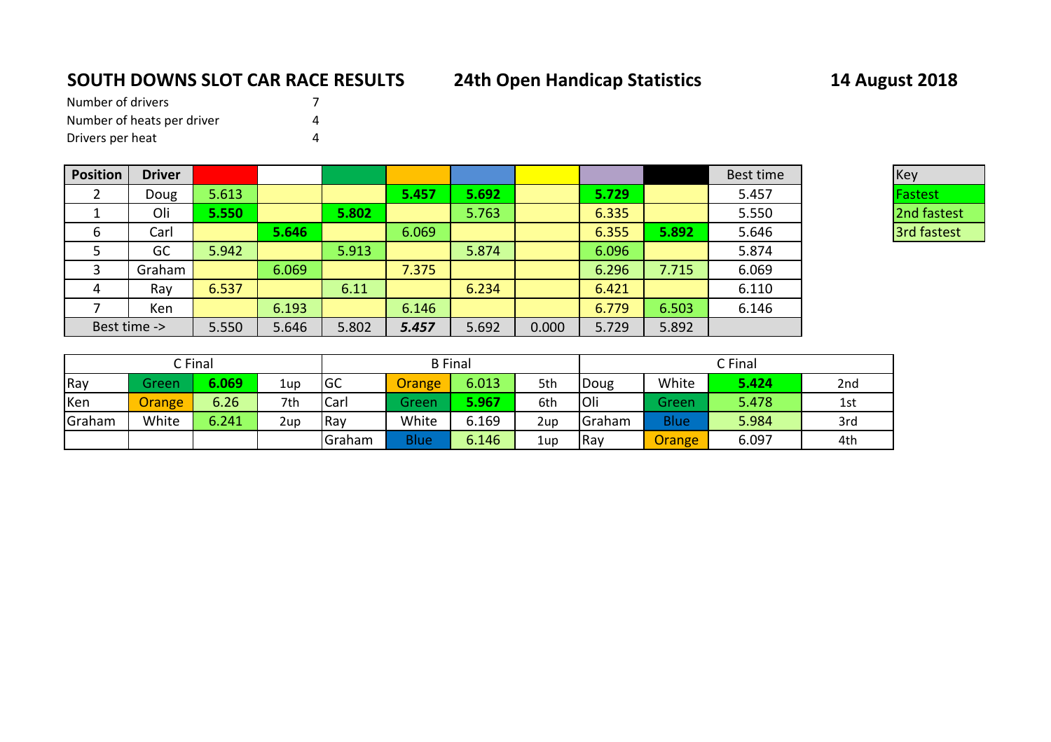# SOUTH DOWNS SLOT CAR RACE RESULTS

## 24th Open Handicap Statistics

**14 August 2018**

Number of drivers 7
Number of heats per driver 4
Drivers per heat 4

| Position | Driver | Red | White | Green | Orange | Blue | Yellow | Purple | Black | Best time |
|---|---|---|---|---|---|---|---|---|---|---|
| 2 | Doug | 5.613 | | | **5.457** | **5.692** | | **5.729** | | 5.457 |
| 1 | Oli | **5.550** | | **5.802** | | 5.763 | | 6.335 | | 5.550 |
| 6 | Carl | | **5.646** | | 6.069 | | | 6.355 | **5.892** | 5.646 |
| 5 | GC | 5.942 | | 5.913 | | 5.874 | | 6.096 | | 5.874 |
| 3 | Graham | | 6.069 | | 7.375 | | | 6.296 | 7.715 | 6.069 |
| 4 | Ray | 6.537 | | 6.11 | | 6.234 | | 6.421 | | 6.110 |
| 7 | Ken | | 6.193 | | 6.146 | | | 6.779 | 6.503 | 6.146 |
| Best time -> | | 5.550 | 5.646 | 5.802 | ***5.457*** | 5.692 | 0.000 | 5.729 | 5.892 | |

| Key |
|---|
| Fastest |
| 2nd fastest |
| 3rd fastest |

| C Final | | | | B Final | | | | C Final | | | |
|---|---|---|---|---|---|---|---|---|---|---|---|
| Ray | Green | **6.069** | 1up | GC | Orange | 6.013 | 5th | Doug | White | **5.424** | 2nd |
| Ken | Orange | 6.26 | 7th | Carl | Green | **5.967** | 6th | Oli | Green | 5.478 | 1st |
| Graham | White | 6.241 | 2up | Ray | White | 6.169 | 2up | Graham | Blue | 5.984 | 3rd |
| | | | | Graham | Blue | 6.146 | 1up | Ray | Orange | 6.097 | 4th |